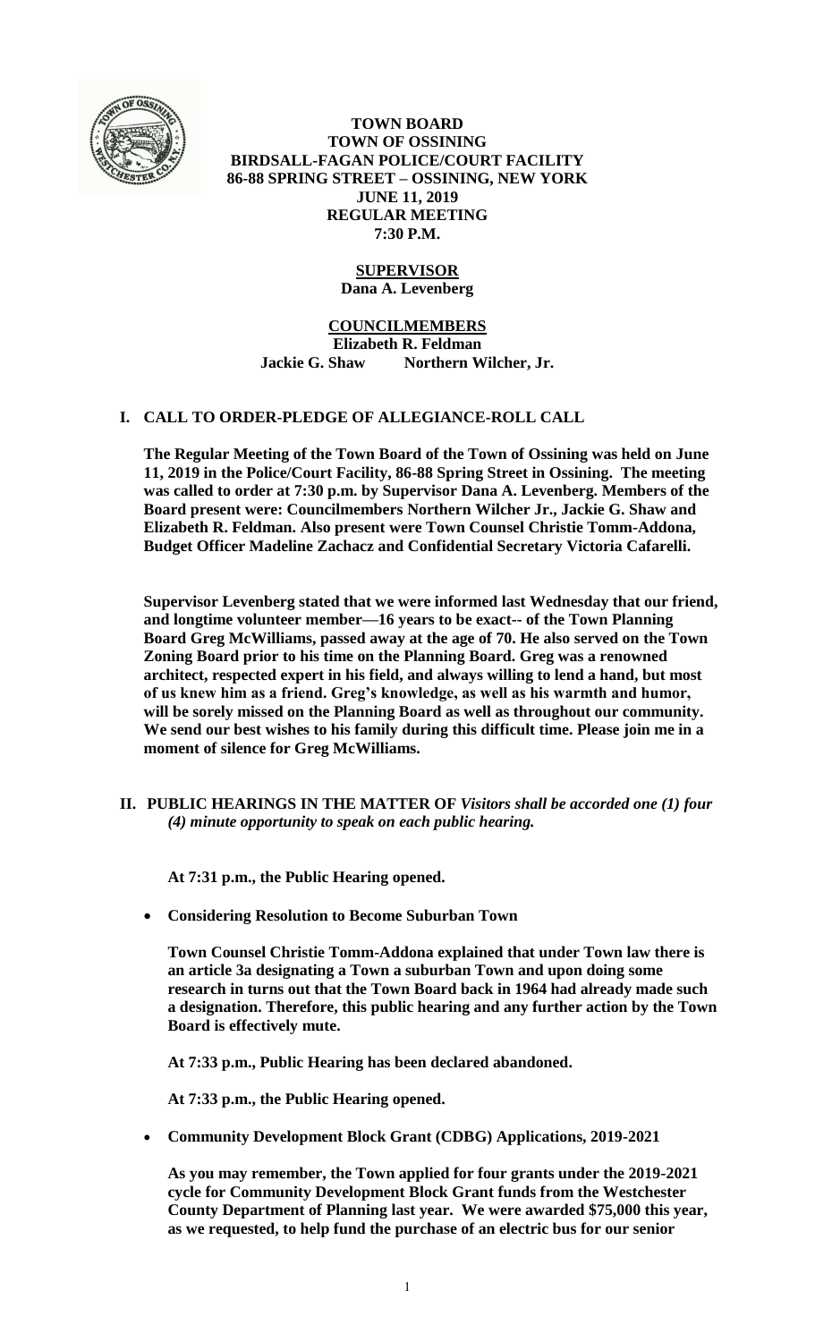**TOWN BOARD**
**TOWN OF OSSINING**
**BIRDSALL-FAGAN POLICE/COURT FACILITY**
**86-88 SPRING STREET – OSSINING, NEW YORK**
**JUNE 11, 2019**
**REGULAR MEETING**
**7:30 P.M.**

**SUPERVISOR**
**Dana A. Levenberg**

**COUNCILMEMBERS**
**Elizabeth R. Feldman**
**Jackie G. Shaw Northern Wilcher, Jr.**

## I. CALL TO ORDER-PLEDGE OF ALLEGIANCE-ROLL CALL

**The Regular Meeting of the Town Board of the Town of Ossining was held on June 11, 2019 in the Police/Court Facility, 86-88 Spring Street in Ossining. The meeting was called to order at 7:30 p.m. by Supervisor Dana A. Levenberg. Members of the Board present were: Councilmembers Northern Wilcher Jr., Jackie G. Shaw and Elizabeth R. Feldman. Also present were Town Counsel Christie Tomm-Addona, Budget Officer Madeline Zachacz and Confidential Secretary Victoria Cafarelli.**

**Supervisor Levenberg stated that we were informed last Wednesday that our friend, and longtime volunteer member—16 years to be exact-- of the Town Planning Board Greg McWilliams, passed away at the age of 70. He also served on the Town Zoning Board prior to his time on the Planning Board. Greg was a renowned architect, respected expert in his field, and always willing to lend a hand, but most of us knew him as a friend. Greg's knowledge, as well as his warmth and humor, will be sorely missed on the Planning Board as well as throughout our community. We send our best wishes to his family during this difficult time. Please join me in a moment of silence for Greg McWilliams.**

## II. PUBLIC HEARINGS IN THE MATTER OF *Visitors shall be accorded one (1) four (4) minute opportunity to speak on each public hearing.*

**At 7:31 p.m., the Public Hearing opened.**

- **Considering Resolution to Become Suburban Town**

**Town Counsel Christie Tomm-Addona explained that under Town law there is an article 3a designating a Town a suburban Town and upon doing some research in turns out that the Town Board back in 1964 had already made such a designation. Therefore, this public hearing and any further action by the Town Board is effectively mute.**

**At 7:33 p.m., Public Hearing has been declared abandoned.**

**At 7:33 p.m., the Public Hearing opened.**

- **Community Development Block Grant (CDBG) Applications, 2019-2021**

**As you may remember, the Town applied for four grants under the 2019-2021 cycle for Community Development Block Grant funds from the Westchester County Department of Planning last year. We were awarded $75,000 this year, as we requested, to help fund the purchase of an electric bus for our senior**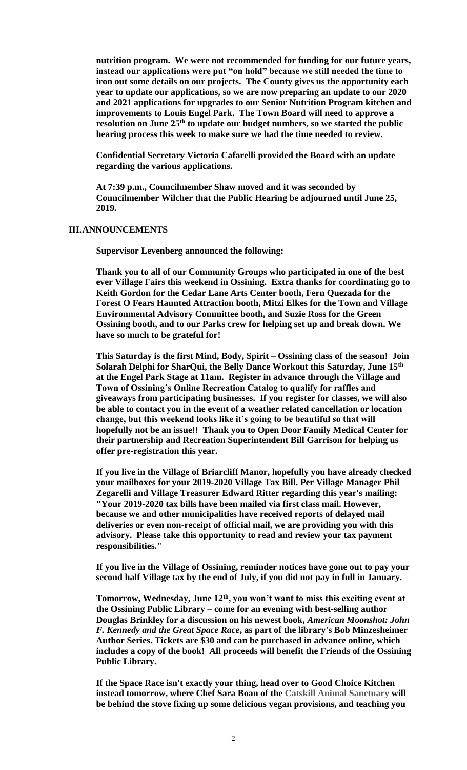**nutrition program. We were not recommended for funding for our future years, instead our applications were put "on hold" because we still needed the time to iron out some details on our projects. The County gives us the opportunity each year to update our applications, so we are now preparing an update to our 2020 and 2021 applications for upgrades to our Senior Nutrition Program kitchen and improvements to Louis Engel Park. The Town Board will need to approve a resolution on June 25th to update our budget numbers, so we started the public hearing process this week to make sure we had the time needed to review.**

**Confidential Secretary Victoria Cafarelli provided the Board with an update regarding the various applications.**

**At 7:39 p.m., Councilmember Shaw moved and it was seconded by Councilmember Wilcher that the Public Hearing be adjourned until June 25, 2019.**

## III. ANNOUNCEMENTS

**Supervisor Levenberg announced the following:**

**Thank you to all of our Community Groups who participated in one of the best ever Village Fairs this weekend in Ossining. Extra thanks for coordinating go to Keith Gordon for the Cedar Lane Arts Center booth, Fern Quezada for the Forest O Fears Haunted Attraction booth, Mitzi Elkes for the Town and Village Environmental Advisory Committee booth, and Suzie Ross for the Green Ossining booth, and to our Parks crew for helping set up and break down. We have so much to be grateful for!**

**This Saturday is the first Mind, Body, Spirit – Ossining class of the season! Join Solarah Delphi for SharQui, the Belly Dance Workout this Saturday, June 15th at the Engel Park Stage at 11am. Register in advance through the Village and Town of Ossining's Online Recreation Catalog to qualify for raffles and giveaways from participating businesses. If you register for classes, we will also be able to contact you in the event of a weather related cancellation or location change, but this weekend looks like it's going to be beautiful so that will hopefully not be an issue!! Thank you to Open Door Family Medical Center for their partnership and Recreation Superintendent Bill Garrison for helping us offer pre-registration this year.**

**If you live in the Village of Briarcliff Manor, hopefully you have already checked your mailboxes for your 2019-2020 Village Tax Bill. Per Village Manager Phil Zegarelli and Village Treasurer Edward Ritter regarding this year's mailing: "Your 2019-2020 tax bills have been mailed via first class mail. However, because we and other municipalities have received reports of delayed mail deliveries or even non-receipt of official mail, we are providing you with this advisory. Please take this opportunity to read and review your tax payment responsibilities."**

**If you live in the Village of Ossining, reminder notices have gone out to pay your second half Village tax by the end of July, if you did not pay in full in January.**

**Tomorrow, Wednesday, June 12th, you won't want to miss this exciting event at the Ossining Public Library – come for an evening with best-selling author Douglas Brinkley for a discussion on his newest book, *American Moonshot: John F. Kennedy and the Great Space Race*, as part of the library's Bob Minzesheimer Author Series. Tickets are $30 and can be purchased in advance online, which includes a copy of the book! All proceeds will benefit the Friends of the Ossining Public Library.**

**If the Space Race isn't exactly your thing, head over to Good Choice Kitchen instead tomorrow, where Chef Sara Boan of the Catskill Animal Sanctuary will be behind the stove fixing up some delicious vegan provisions, and teaching you**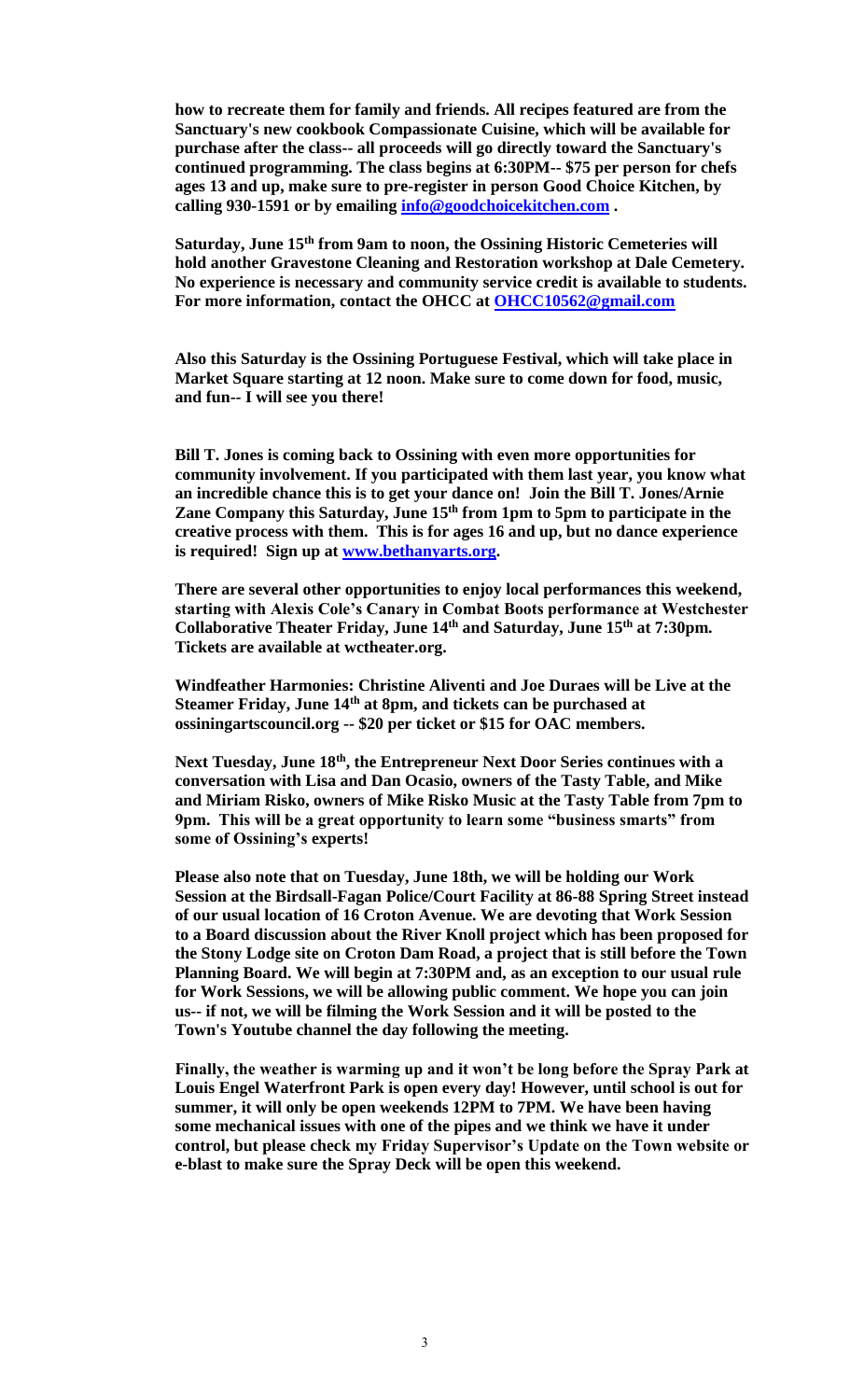**how to recreate them for family and friends. All recipes featured are from the Sanctuary's new cookbook Compassionate Cuisine, which will be available for purchase after the class-- all proceeds will go directly toward the Sanctuary's continued programming. The class begins at 6:30PM-- $75 per person for chefs ages 13 and up, make sure to pre-register in person Good Choice Kitchen, by calling 930-1591 or by emailing [info@goodchoicekitchen.com](mailto:info@goodchoicekitchen.com) .**

**Saturday, June 15th from 9am to noon, the Ossining Historic Cemeteries will hold another Gravestone Cleaning and Restoration workshop at Dale Cemetery. No experience is necessary and community service credit is available to students. For more information, contact the OHCC at [OHCC10562@gmail.com](mailto:OHCC10562@gmail.com)**

**Also this Saturday is the Ossining Portuguese Festival, which will take place in Market Square starting at 12 noon. Make sure to come down for food, music, and fun-- I will see you there!**

**Bill T. Jones is coming back to Ossining with even more opportunities for community involvement. If you participated with them last year, you know what an incredible chance this is to get your dance on! Join the Bill T. Jones/Arnie Zane Company this Saturday, June 15th from 1pm to 5pm to participate in the creative process with them. This is for ages 16 and up, but no dance experience is required! Sign up at [www.bethanyarts.org](http://www.bethanyarts.org).**

**There are several other opportunities to enjoy local performances this weekend, starting with Alexis Cole's Canary in Combat Boots performance at Westchester Collaborative Theater Friday, June 14th and Saturday, June 15th at 7:30pm. Tickets are available at wctheater.org.**

**Windfeather Harmonies: Christine Aliventi and Joe Duraes will be Live at the Steamer Friday, June 14th at 8pm, and tickets can be purchased at ossiningartscouncil.org -- $20 per ticket or $15 for OAC members.**

**Next Tuesday, June 18th, the Entrepreneur Next Door Series continues with a conversation with Lisa and Dan Ocasio, owners of the Tasty Table, and Mike and Miriam Risko, owners of Mike Risko Music at the Tasty Table from 7pm to 9pm. This will be a great opportunity to learn some "business smarts" from some of Ossining's experts!**

**Please also note that on Tuesday, June 18th, we will be holding our Work Session at the Birdsall-Fagan Police/Court Facility at 86-88 Spring Street instead of our usual location of 16 Croton Avenue. We are devoting that Work Session to a Board discussion about the River Knoll project which has been proposed for the Stony Lodge site on Croton Dam Road, a project that is still before the Town Planning Board. We will begin at 7:30PM and, as an exception to our usual rule for Work Sessions, we will be allowing public comment. We hope you can join us-- if not, we will be filming the Work Session and it will be posted to the Town's Youtube channel the day following the meeting.**

**Finally, the weather is warming up and it won't be long before the Spray Park at Louis Engel Waterfront Park is open every day! However, until school is out for summer, it will only be open weekends 12PM to 7PM. We have been having some mechanical issues with one of the pipes and we think we have it under control, but please check my Friday Supervisor's Update on the Town website or e-blast to make sure the Spray Deck will be open this weekend.**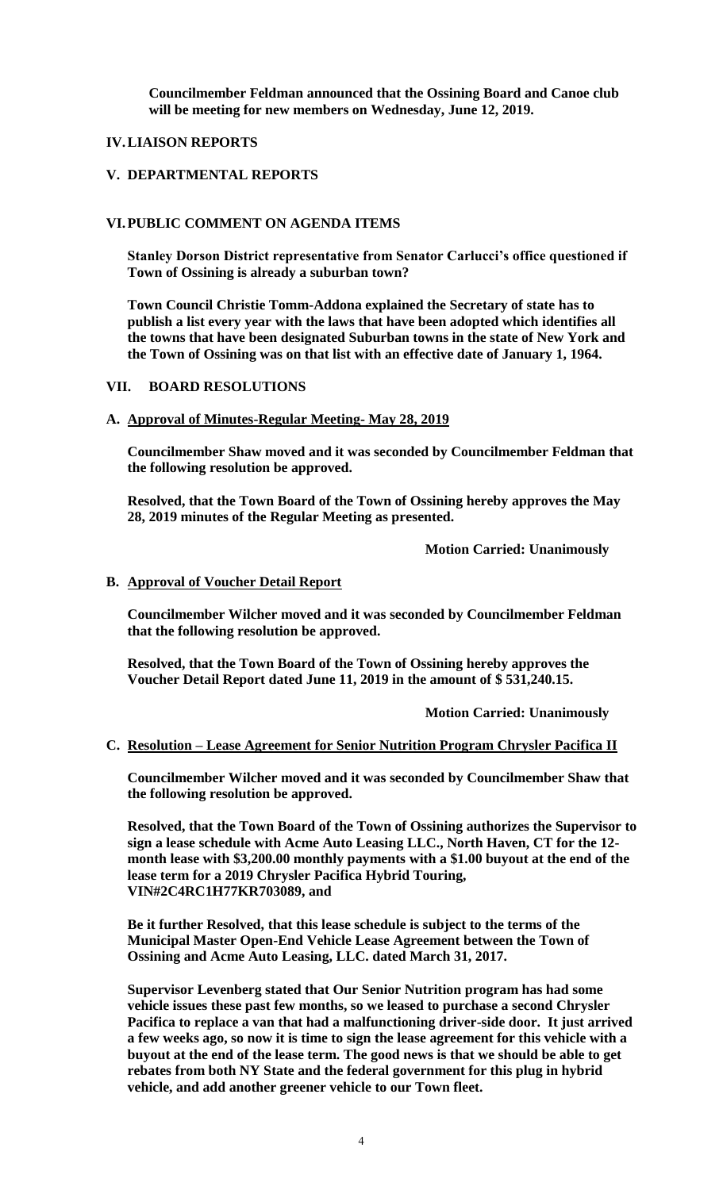**Councilmember Feldman announced that the Ossining Board and Canoe club will be meeting for new members on Wednesday, June 12, 2019.**

## IV. LIAISON REPORTS

## V. DEPARTMENTAL REPORTS

## VI. PUBLIC COMMENT ON AGENDA ITEMS

**Stanley Dorson District representative from Senator Carlucci's office questioned if Town of Ossining is already a suburban town?**

**Town Council Christie Tomm-Addona explained the Secretary of state has to publish a list every year with the laws that have been adopted which identifies all the towns that have been designated Suburban towns in the state of New York and the Town of Ossining was on that list with an effective date of January 1, 1964.**

## VII. BOARD RESOLUTIONS

### A. Approval of Minutes-Regular Meeting- May 28, 2019

**Councilmember Shaw moved and it was seconded by Councilmember Feldman that the following resolution be approved.**

**Resolved, that the Town Board of the Town of Ossining hereby approves the May 28, 2019 minutes of the Regular Meeting as presented.**

**Motion Carried: Unanimously**

### B. Approval of Voucher Detail Report

**Councilmember Wilcher moved and it was seconded by Councilmember Feldman that the following resolution be approved.**

**Resolved, that the Town Board of the Town of Ossining hereby approves the Voucher Detail Report dated June 11, 2019 in the amount of $ 531,240.15.**

**Motion Carried: Unanimously**

### C. Resolution – Lease Agreement for Senior Nutrition Program Chrysler Pacifica II

**Councilmember Wilcher moved and it was seconded by Councilmember Shaw that the following resolution be approved.**

**Resolved, that the Town Board of the Town of Ossining authorizes the Supervisor to sign a lease schedule with Acme Auto Leasing LLC., North Haven, CT for the 12-month lease with $3,200.00 monthly payments with a $1.00 buyout at the end of the lease term for a 2019 Chrysler Pacifica Hybrid Touring, VIN#2C4RC1H77KR703089, and**

**Be it further Resolved, that this lease schedule is subject to the terms of the Municipal Master Open-End Vehicle Lease Agreement between the Town of Ossining and Acme Auto Leasing, LLC. dated March 31, 2017.**

**Supervisor Levenberg stated that Our Senior Nutrition program has had some vehicle issues these past few months, so we leased to purchase a second Chrysler Pacifica to replace a van that had a malfunctioning driver-side door. It just arrived a few weeks ago, so now it is time to sign the lease agreement for this vehicle with a buyout at the end of the lease term. The good news is that we should be able to get rebates from both NY State and the federal government for this plug in hybrid vehicle, and add another greener vehicle to our Town fleet.**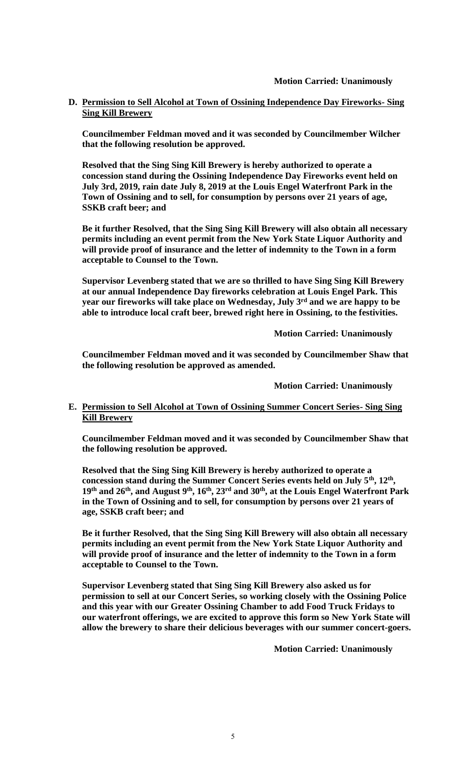**Motion Carried: Unanimously**

**D. <u>Permission to Sell Alcohol at Town of Ossining Independence Day Fireworks- Sing Sing Kill Brewery</u>**

**Councilmember Feldman moved and it was seconded by Councilmember Wilcher that the following resolution be approved.**

**Resolved that the Sing Sing Kill Brewery is hereby authorized to operate a concession stand during the Ossining Independence Day Fireworks event held on July 3rd, 2019, rain date July 8, 2019 at the Louis Engel Waterfront Park in the Town of Ossining and to sell, for consumption by persons over 21 years of age, SSKB craft beer; and**

**Be it further Resolved, that the Sing Sing Kill Brewery will also obtain all necessary permits including an event permit from the New York State Liquor Authority and will provide proof of insurance and the letter of indemnity to the Town in a form acceptable to Counsel to the Town.**

**Supervisor Levenberg stated that we are so thrilled to have Sing Sing Kill Brewery at our annual Independence Day fireworks celebration at Louis Engel Park. This year our fireworks will take place on Wednesday, July 3rd and we are happy to be able to introduce local craft beer, brewed right here in Ossining, to the festivities.**

**Motion Carried: Unanimously**

**Councilmember Feldman moved and it was seconded by Councilmember Shaw that the following resolution be approved as amended.**

**Motion Carried: Unanimously**

**E. <u>Permission to Sell Alcohol at Town of Ossining Summer Concert Series- Sing Sing Kill Brewery</u>**

**Councilmember Feldman moved and it was seconded by Councilmember Shaw that the following resolution be approved.**

**Resolved that the Sing Sing Kill Brewery is hereby authorized to operate a concession stand during the Summer Concert Series events held on July 5th, 12th, 19th and 26th, and August 9th, 16th, 23rd and 30th, at the Louis Engel Waterfront Park in the Town of Ossining and to sell, for consumption by persons over 21 years of age, SSKB craft beer; and**

**Be it further Resolved, that the Sing Sing Kill Brewery will also obtain all necessary permits including an event permit from the New York State Liquor Authority and will provide proof of insurance and the letter of indemnity to the Town in a form acceptable to Counsel to the Town.**

**Supervisor Levenberg stated that Sing Sing Kill Brewery also asked us for permission to sell at our Concert Series, so working closely with the Ossining Police and this year with our Greater Ossining Chamber to add Food Truck Fridays to our waterfront offerings, we are excited to approve this form so New York State will allow the brewery to share their delicious beverages with our summer concert-goers.**

**Motion Carried: Unanimously**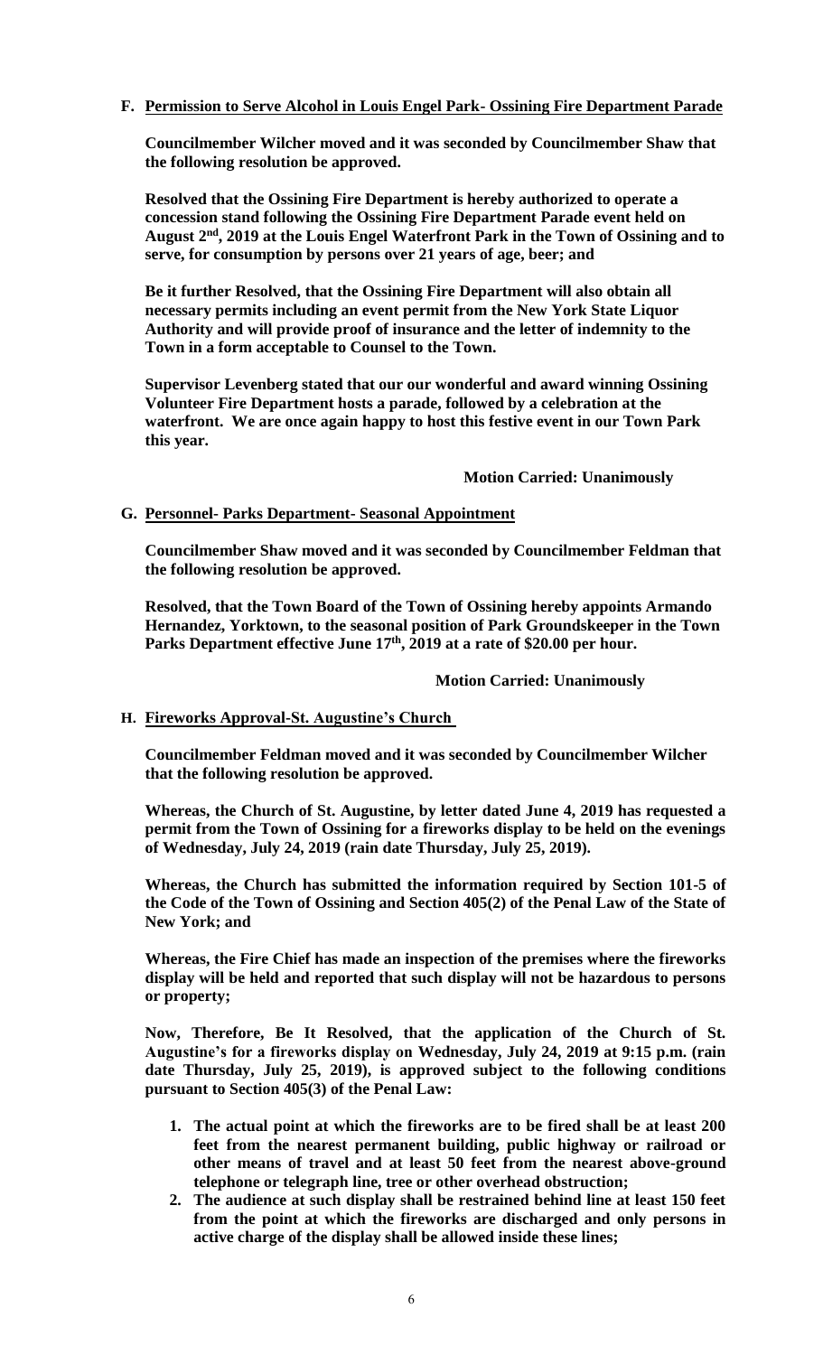**F. Permission to Serve Alcohol in Louis Engel Park- Ossining Fire Department Parade**

**Councilmember Wilcher moved and it was seconded by Councilmember Shaw that the following resolution be approved.**

**Resolved that the Ossining Fire Department is hereby authorized to operate a concession stand following the Ossining Fire Department Parade event held on August 2nd, 2019 at the Louis Engel Waterfront Park in the Town of Ossining and to serve, for consumption by persons over 21 years of age, beer; and**

**Be it further Resolved, that the Ossining Fire Department will also obtain all necessary permits including an event permit from the New York State Liquor Authority and will provide proof of insurance and the letter of indemnity to the Town in a form acceptable to Counsel to the Town.**

**Supervisor Levenberg stated that our our wonderful and award winning Ossining Volunteer Fire Department hosts a parade, followed by a celebration at the waterfront. We are once again happy to host this festive event in our Town Park this year.**

**Motion Carried: Unanimously**

**G. Personnel- Parks Department- Seasonal Appointment**

**Councilmember Shaw moved and it was seconded by Councilmember Feldman that the following resolution be approved.**

**Resolved, that the Town Board of the Town of Ossining hereby appoints Armando Hernandez, Yorktown, to the seasonal position of Park Groundskeeper in the Town Parks Department effective June 17th, 2019 at a rate of $20.00 per hour.**

**Motion Carried: Unanimously**

**H. Fireworks Approval-St. Augustine's Church**

**Councilmember Feldman moved and it was seconded by Councilmember Wilcher that the following resolution be approved.**

**Whereas, the Church of St. Augustine, by letter dated June 4, 2019 has requested a permit from the Town of Ossining for a fireworks display to be held on the evenings of Wednesday, July 24, 2019 (rain date Thursday, July 25, 2019).**

**Whereas, the Church has submitted the information required by Section 101-5 of the Code of the Town of Ossining and Section 405(2) of the Penal Law of the State of New York; and**

**Whereas, the Fire Chief has made an inspection of the premises where the fireworks display will be held and reported that such display will not be hazardous to persons or property;**

**Now, Therefore, Be It Resolved, that the application of the Church of St. Augustine's for a fireworks display on Wednesday, July 24, 2019 at 9:15 p.m. (rain date Thursday, July 25, 2019), is approved subject to the following conditions pursuant to Section 405(3) of the Penal Law:**

1. **The actual point at which the fireworks are to be fired shall be at least 200 feet from the nearest permanent building, public highway or railroad or other means of travel and at least 50 feet from the nearest above-ground telephone or telegraph line, tree or other overhead obstruction;**
2. **The audience at such display shall be restrained behind line at least 150 feet from the point at which the fireworks are discharged and only persons in active charge of the display shall be allowed inside these lines;**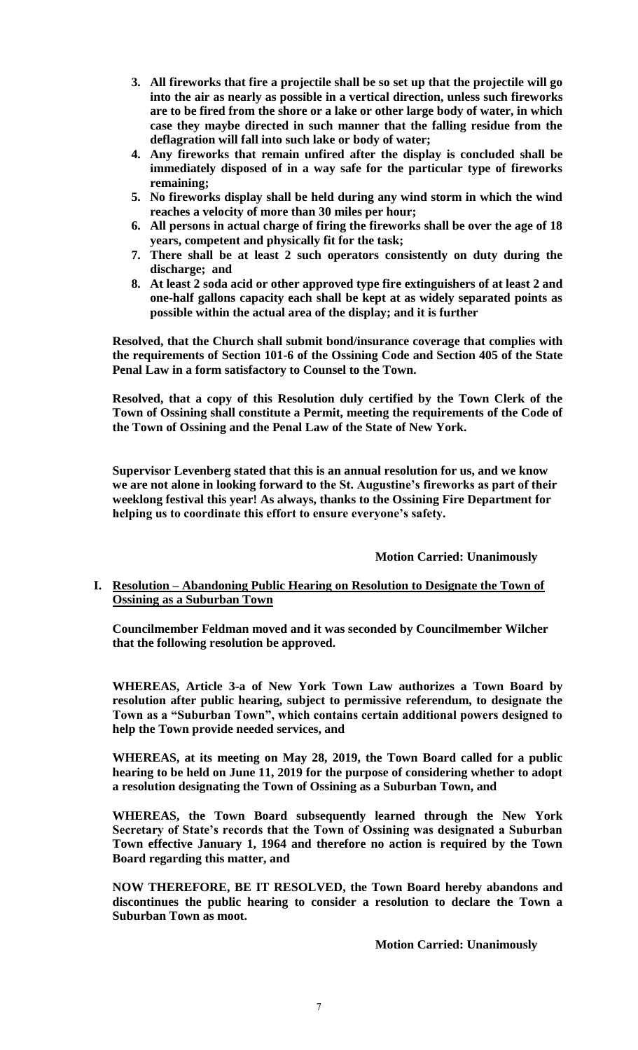3. **All fireworks that fire a projectile shall be so set up that the projectile will go into the air as nearly as possible in a vertical direction, unless such fireworks are to be fired from the shore or a lake or other large body of water, in which case they maybe directed in such manner that the falling residue from the deflagration will fall into such lake or body of water;**
4. **Any fireworks that remain unfired after the display is concluded shall be immediately disposed of in a way safe for the particular type of fireworks remaining;**
5. **No fireworks display shall be held during any wind storm in which the wind reaches a velocity of more than 30 miles per hour;**
6. **All persons in actual charge of firing the fireworks shall be over the age of 18 years, competent and physically fit for the task;**
7. **There shall be at least 2 such operators consistently on duty during the discharge; and**
8. **At least 2 soda acid or other approved type fire extinguishers of at least 2 and one-half gallons capacity each shall be kept at as widely separated points as possible within the actual area of the display; and it is further**

**Resolved, that the Church shall submit bond/insurance coverage that complies with the requirements of Section 101-6 of the Ossining Code and Section 405 of the State Penal Law in a form satisfactory to Counsel to the Town.**

**Resolved, that a copy of this Resolution duly certified by the Town Clerk of the Town of Ossining shall constitute a Permit, meeting the requirements of the Code of the Town of Ossining and the Penal Law of the State of New York.**

**Supervisor Levenberg stated that this is an annual resolution for us, and we know we are not alone in looking forward to the St. Augustine's fireworks as part of their weeklong festival this year! As always, thanks to the Ossining Fire Department for helping us to coordinate this effort to ensure everyone's safety.**

**Motion Carried: Unanimously**

**I. Resolution – Abandoning Public Hearing on Resolution to Designate the Town of Ossining as a Suburban Town**

**Councilmember Feldman moved and it was seconded by Councilmember Wilcher that the following resolution be approved.**

**WHEREAS, Article 3-a of New York Town Law authorizes a Town Board by resolution after public hearing, subject to permissive referendum, to designate the Town as a "Suburban Town", which contains certain additional powers designed to help the Town provide needed services, and**

**WHEREAS, at its meeting on May 28, 2019, the Town Board called for a public hearing to be held on June 11, 2019 for the purpose of considering whether to adopt a resolution designating the Town of Ossining as a Suburban Town, and**

**WHEREAS, the Town Board subsequently learned through the New York Secretary of State's records that the Town of Ossining was designated a Suburban Town effective January 1, 1964 and therefore no action is required by the Town Board regarding this matter, and**

**NOW THEREFORE, BE IT RESOLVED, the Town Board hereby abandons and discontinues the public hearing to consider a resolution to declare the Town a Suburban Town as moot.**

**Motion Carried: Unanimously**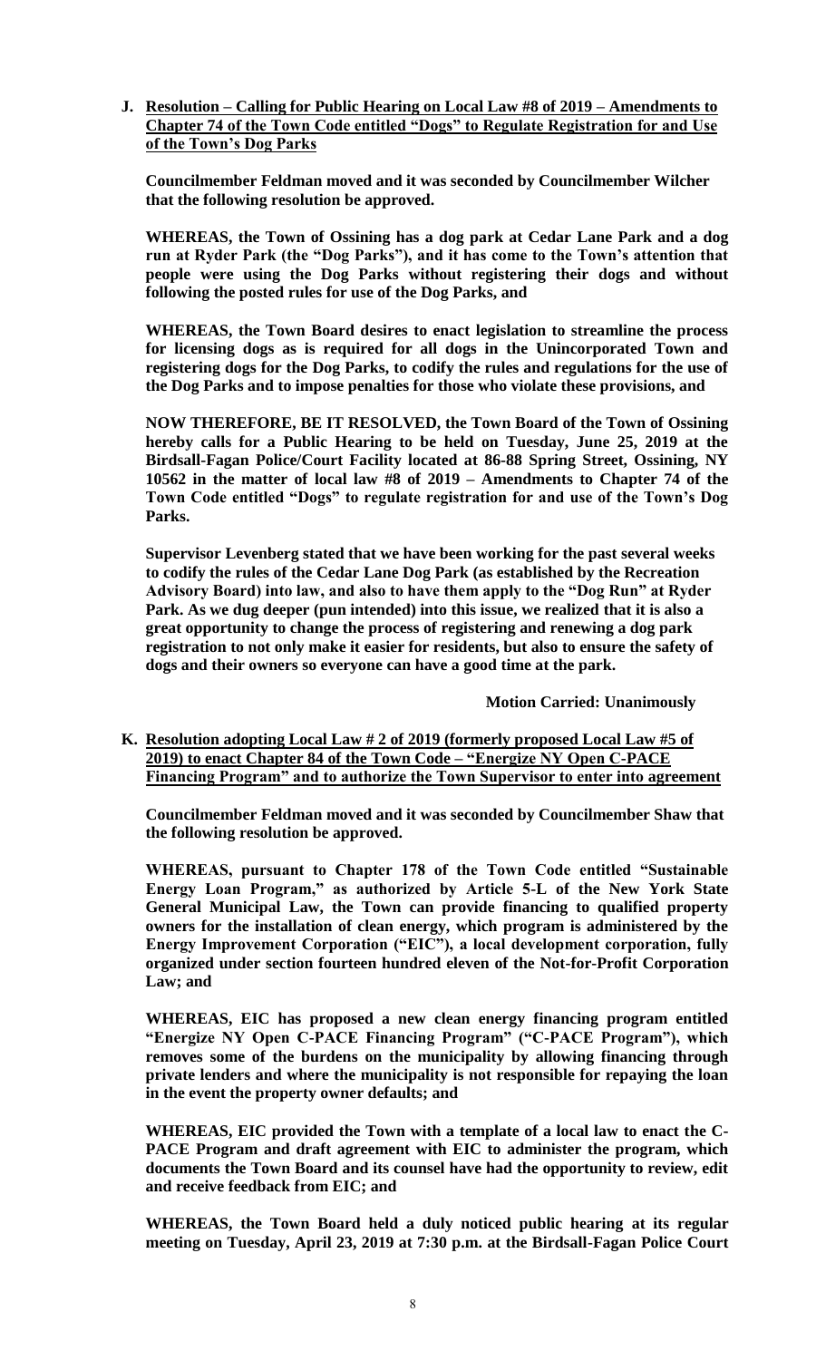**J. <u>Resolution – Calling for Public Hearing on Local Law #8 of 2019 – Amendments to Chapter 74 of the Town Code entitled "Dogs" to Regulate Registration for and Use of the Town's Dog Parks</u>**

**Councilmember Feldman moved and it was seconded by Councilmember Wilcher that the following resolution be approved.**

**WHEREAS, the Town of Ossining has a dog park at Cedar Lane Park and a dog run at Ryder Park (the "Dog Parks"), and it has come to the Town's attention that people were using the Dog Parks without registering their dogs and without following the posted rules for use of the Dog Parks, and**

**WHEREAS, the Town Board desires to enact legislation to streamline the process for licensing dogs as is required for all dogs in the Unincorporated Town and registering dogs for the Dog Parks, to codify the rules and regulations for the use of the Dog Parks and to impose penalties for those who violate these provisions, and**

**NOW THEREFORE, BE IT RESOLVED, the Town Board of the Town of Ossining hereby calls for a Public Hearing to be held on Tuesday, June 25, 2019 at the Birdsall-Fagan Police/Court Facility located at 86-88 Spring Street, Ossining, NY 10562 in the matter of local law #8 of 2019 – Amendments to Chapter 74 of the Town Code entitled "Dogs" to regulate registration for and use of the Town's Dog Parks.**

**Supervisor Levenberg stated that we have been working for the past several weeks to codify the rules of the Cedar Lane Dog Park (as established by the Recreation Advisory Board) into law, and also to have them apply to the "Dog Run" at Ryder Park. As we dug deeper (pun intended) into this issue, we realized that it is also a great opportunity to change the process of registering and renewing a dog park registration to not only make it easier for residents, but also to ensure the safety of dogs and their owners so everyone can have a good time at the park.**

**Motion Carried: Unanimously**

**K. <u>Resolution adopting Local Law # 2 of 2019 (formerly proposed Local Law #5 of 2019) to enact Chapter 84 of the Town Code – "Energize NY Open C-PACE Financing Program" and to authorize the Town Supervisor to enter into agreement</u>**

**Councilmember Feldman moved and it was seconded by Councilmember Shaw that the following resolution be approved.**

**WHEREAS, pursuant to Chapter 178 of the Town Code entitled "Sustainable Energy Loan Program," as authorized by Article 5-L of the New York State General Municipal Law, the Town can provide financing to qualified property owners for the installation of clean energy, which program is administered by the Energy Improvement Corporation ("EIC"), a local development corporation, fully organized under section fourteen hundred eleven of the Not-for-Profit Corporation Law; and**

**WHEREAS, EIC has proposed a new clean energy financing program entitled "Energize NY Open C-PACE Financing Program" ("C-PACE Program"), which removes some of the burdens on the municipality by allowing financing through private lenders and where the municipality is not responsible for repaying the loan in the event the property owner defaults; and**

**WHEREAS, EIC provided the Town with a template of a local law to enact the C-PACE Program and draft agreement with EIC to administer the program, which documents the Town Board and its counsel have had the opportunity to review, edit and receive feedback from EIC; and**

**WHEREAS, the Town Board held a duly noticed public hearing at its regular meeting on Tuesday, April 23, 2019 at 7:30 p.m. at the Birdsall-Fagan Police Court**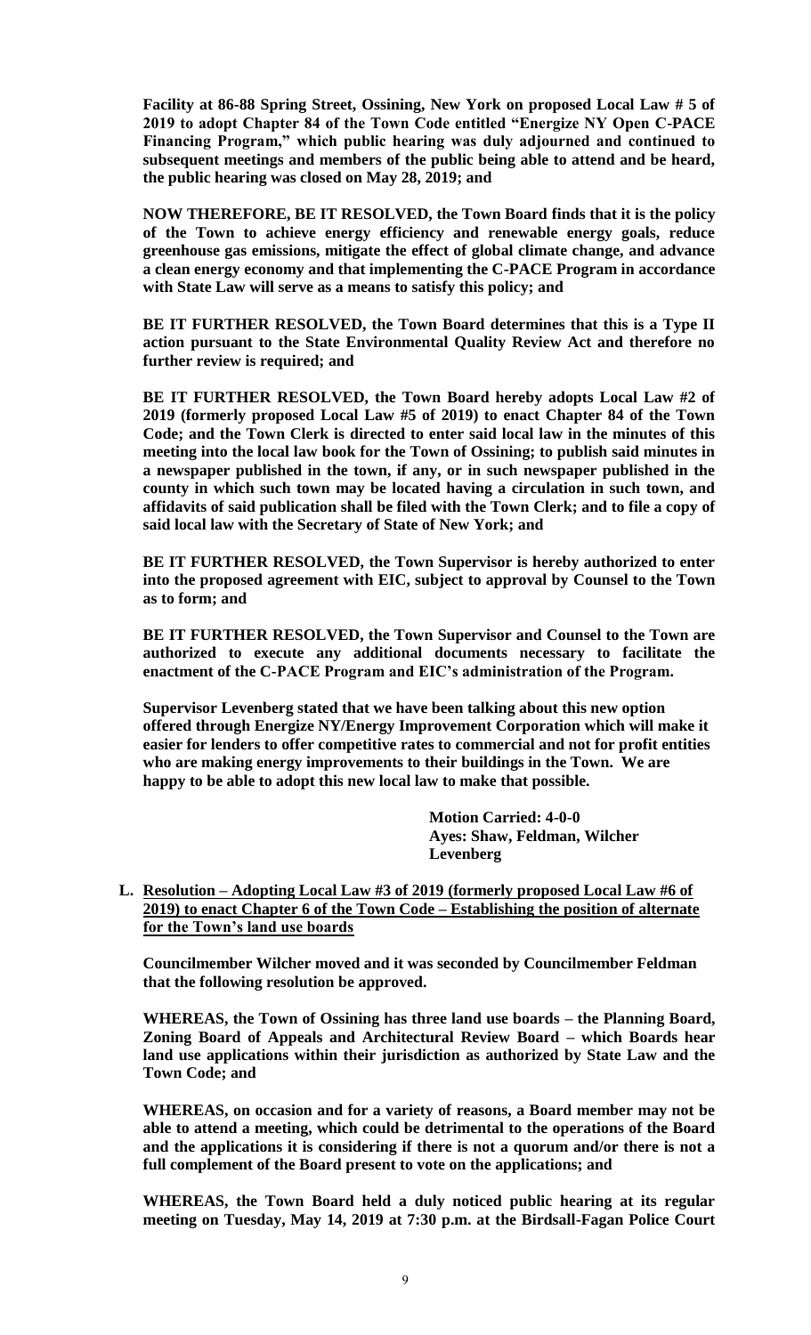**Facility at 86-88 Spring Street, Ossining, New York on proposed Local Law # 5 of 2019 to adopt Chapter 84 of the Town Code entitled "Energize NY Open C-PACE Financing Program," which public hearing was duly adjourned and continued to subsequent meetings and members of the public being able to attend and be heard, the public hearing was closed on May 28, 2019; and**

**NOW THEREFORE, BE IT RESOLVED, the Town Board finds that it is the policy of the Town to achieve energy efficiency and renewable energy goals, reduce greenhouse gas emissions, mitigate the effect of global climate change, and advance a clean energy economy and that implementing the C-PACE Program in accordance with State Law will serve as a means to satisfy this policy; and**

**BE IT FURTHER RESOLVED, the Town Board determines that this is a Type II action pursuant to the State Environmental Quality Review Act and therefore no further review is required; and**

**BE IT FURTHER RESOLVED, the Town Board hereby adopts Local Law #2 of 2019 (formerly proposed Local Law #5 of 2019) to enact Chapter 84 of the Town Code; and the Town Clerk is directed to enter said local law in the minutes of this meeting into the local law book for the Town of Ossining; to publish said minutes in a newspaper published in the town, if any, or in such newspaper published in the county in which such town may be located having a circulation in such town, and affidavits of said publication shall be filed with the Town Clerk; and to file a copy of said local law with the Secretary of State of New York; and**

**BE IT FURTHER RESOLVED, the Town Supervisor is hereby authorized to enter into the proposed agreement with EIC, subject to approval by Counsel to the Town as to form; and**

**BE IT FURTHER RESOLVED, the Town Supervisor and Counsel to the Town are authorized to execute any additional documents necessary to facilitate the enactment of the C-PACE Program and EIC's administration of the Program.**

**Supervisor Levenberg stated that we have been talking about this new option offered through Energize NY/Energy Improvement Corporation which will make it easier for lenders to offer competitive rates to commercial and not for profit entities who are making energy improvements to their buildings in the Town. We are happy to be able to adopt this new local law to make that possible.**

**Motion Carried: 4-0-0**
**Ayes: Shaw, Feldman, Wilcher Levenberg**

**L. Resolution – Adopting Local Law #3 of 2019 (formerly proposed Local Law #6 of 2019) to enact Chapter 6 of the Town Code – Establishing the position of alternate for the Town's land use boards**

**Councilmember Wilcher moved and it was seconded by Councilmember Feldman that the following resolution be approved.**

**WHEREAS, the Town of Ossining has three land use boards – the Planning Board, Zoning Board of Appeals and Architectural Review Board – which Boards hear land use applications within their jurisdiction as authorized by State Law and the Town Code; and**

**WHEREAS, on occasion and for a variety of reasons, a Board member may not be able to attend a meeting, which could be detrimental to the operations of the Board and the applications it is considering if there is not a quorum and/or there is not a full complement of the Board present to vote on the applications; and**

**WHEREAS, the Town Board held a duly noticed public hearing at its regular meeting on Tuesday, May 14, 2019 at 7:30 p.m. at the Birdsall-Fagan Police Court**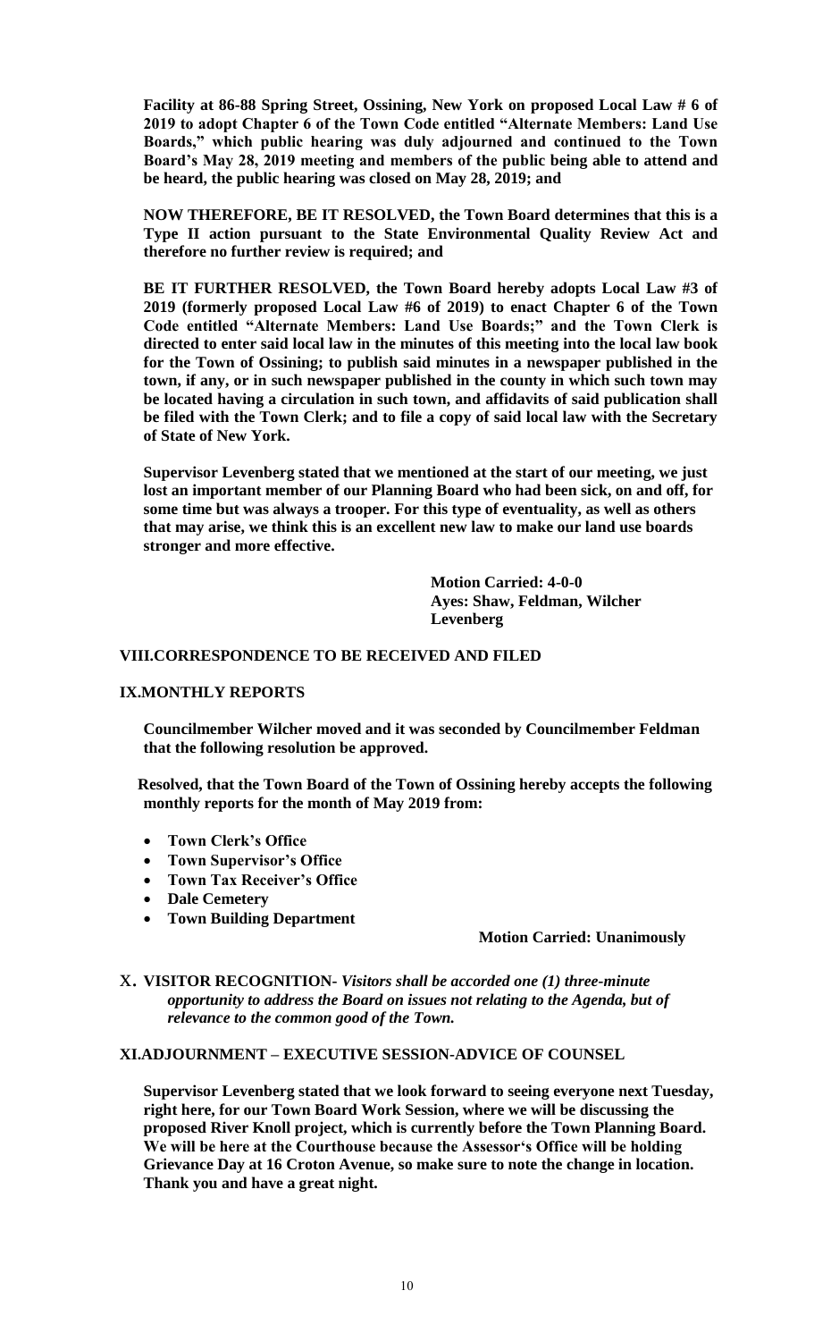**Facility at 86-88 Spring Street, Ossining, New York on proposed Local Law # 6 of 2019 to adopt Chapter 6 of the Town Code entitled "Alternate Members: Land Use Boards," which public hearing was duly adjourned and continued to the Town Board's May 28, 2019 meeting and members of the public being able to attend and be heard, the public hearing was closed on May 28, 2019; and**

**NOW THEREFORE, BE IT RESOLVED, the Town Board determines that this is a Type II action pursuant to the State Environmental Quality Review Act and therefore no further review is required; and**

**BE IT FURTHER RESOLVED, the Town Board hereby adopts Local Law #3 of 2019 (formerly proposed Local Law #6 of 2019) to enact Chapter 6 of the Town Code entitled "Alternate Members: Land Use Boards;" and the Town Clerk is directed to enter said local law in the minutes of this meeting into the local law book for the Town of Ossining; to publish said minutes in a newspaper published in the town, if any, or in such newspaper published in the county in which such town may be located having a circulation in such town, and affidavits of said publication shall be filed with the Town Clerk; and to file a copy of said local law with the Secretary of State of New York.**

**Supervisor Levenberg stated that we mentioned at the start of our meeting, we just lost an important member of our Planning Board who had been sick, on and off, for some time but was always a trooper. For this type of eventuality, as well as others that may arise, we think this is an excellent new law to make our land use boards stronger and more effective.**

**Motion Carried: 4-0-0**
**Ayes: Shaw, Feldman, Wilcher Levenberg**

## VIII.CORRESPONDENCE TO BE RECEIVED AND FILED

## IX.MONTHLY REPORTS

**Councilmember Wilcher moved and it was seconded by Councilmember Feldman that the following resolution be approved.**

**Resolved, that the Town Board of the Town of Ossining hereby accepts the following monthly reports for the month of May 2019 from:**

- **Town Clerk's Office**
- **Town Supervisor's Office**
- **Town Tax Receiver's Office**
- **Dale Cemetery**
- **Town Building Department**

**Motion Carried: Unanimously**

## X. VISITOR RECOGNITION- *Visitors shall be accorded one (1) three-minute opportunity to address the Board on issues not relating to the Agenda, but of relevance to the common good of the Town.*

## XI.ADJOURNMENT – EXECUTIVE SESSION-ADVICE OF COUNSEL

**Supervisor Levenberg stated that we look forward to seeing everyone next Tuesday, right here, for our Town Board Work Session, where we will be discussing the proposed River Knoll project, which is currently before the Town Planning Board. We will be here at the Courthouse because the Assessor's Office will be holding Grievance Day at 16 Croton Avenue, so make sure to note the change in location. Thank you and have a great night.**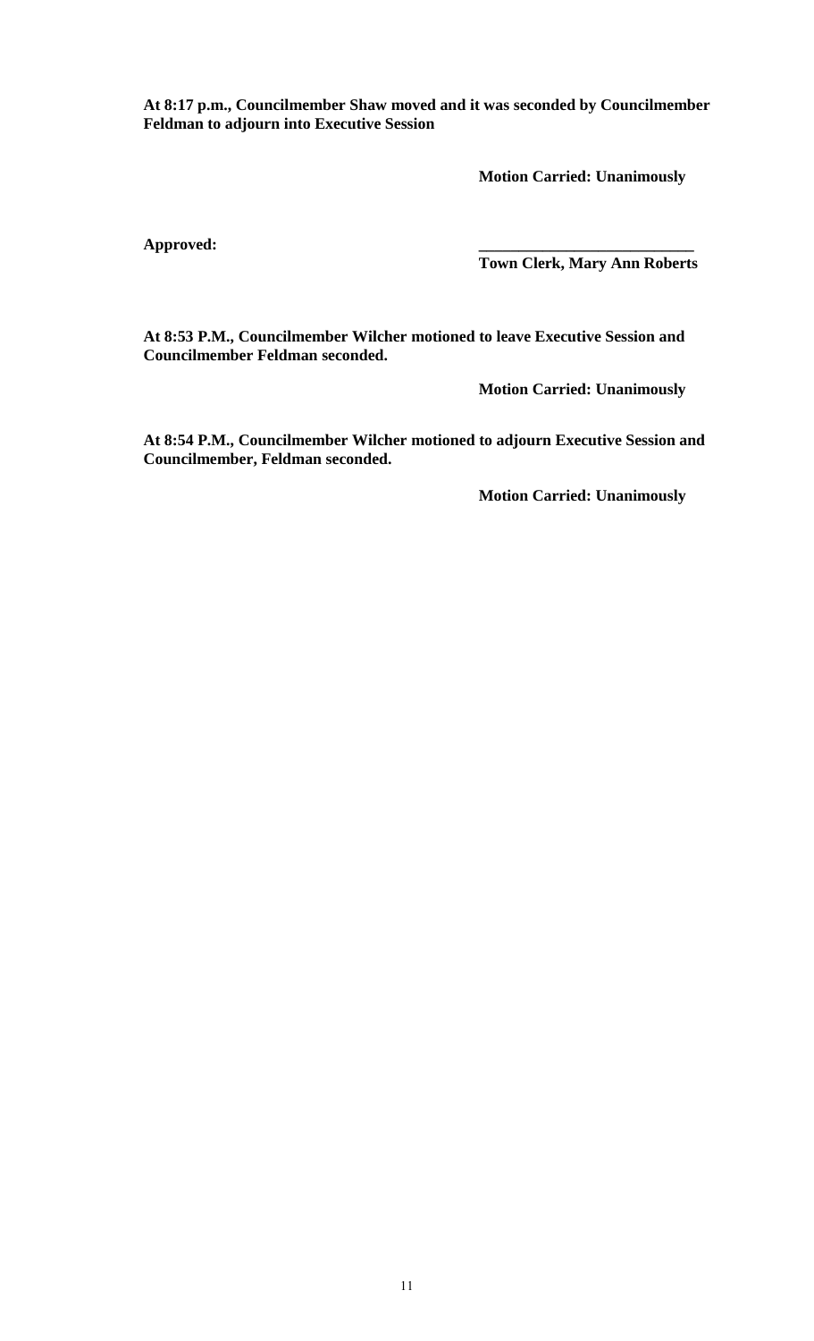**At 8:17 p.m., Councilmember Shaw moved and it was seconded by Councilmember Feldman to adjourn into Executive Session**

**Motion Carried: Unanimously**

**Approved:** \_\_\_\_\_\_\_\_\_\_\_\_\_\_\_\_\_\_\_\_\_\_\_\_\_\_

**Town Clerk, Mary Ann Roberts**

**At 8:53 P.M., Councilmember Wilcher motioned to leave Executive Session and Councilmember Feldman seconded.**

**Motion Carried: Unanimously**

**At 8:54 P.M., Councilmember Wilcher motioned to adjourn Executive Session and Councilmember, Feldman seconded.**

**Motion Carried: Unanimously**